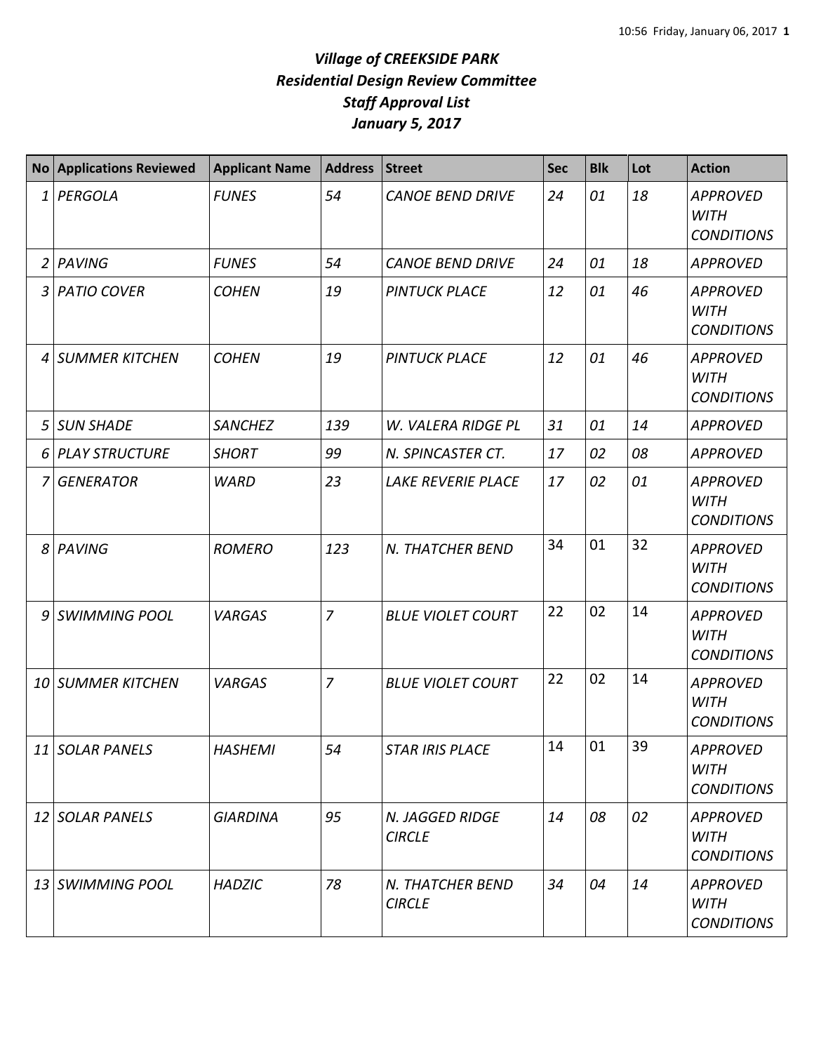# *Village of CREEKSIDE PARK*
## *Residential Design Review Committee*
## *Staff Approval List*
## *January 5, 2017*

| No | Applications Reviewed | Applicant Name | Address | Street | Sec | Blk | Lot | Action |
|---|---|---|---|---|---|---|---|---|
| 1 | *PERGOLA* | *FUNES* | *54* | *CANOE BEND DRIVE* | *24* | *01* | *18* | *APPROVED WITH CONDITIONS* |
| 2 | *PAVING* | *FUNES* | *54* | *CANOE BEND DRIVE* | *24* | *01* | *18* | *APPROVED* |
| 3 | *PATIO COVER* | *COHEN* | *19* | *PINTUCK PLACE* | *12* | *01* | *46* | *APPROVED WITH CONDITIONS* |
| 4 | *SUMMER KITCHEN* | *COHEN* | *19* | *PINTUCK PLACE* | *12* | *01* | *46* | *APPROVED WITH CONDITIONS* |
| 5 | *SUN SHADE* | *SANCHEZ* | *139* | *W. VALERA RIDGE PL* | *31* | *01* | *14* | *APPROVED* |
| 6 | *PLAY STRUCTURE* | *SHORT* | *99* | *N. SPINCASTER CT.* | *17* | *02* | *08* | *APPROVED* |
| 7 | *GENERATOR* | *WARD* | *23* | *LAKE REVERIE PLACE* | *17* | *02* | *01* | *APPROVED WITH CONDITIONS* |
| 8 | *PAVING* | *ROMERO* | *123* | *N. THATCHER BEND* | 34 | 01 | 32 | *APPROVED WITH CONDITIONS* |
| 9 | *SWIMMING POOL* | *VARGAS* | *7* | *BLUE VIOLET COURT* | 22 | 02 | 14 | *APPROVED WITH CONDITIONS* |
| 10 | *SUMMER KITCHEN* | *VARGAS* | *7* | *BLUE VIOLET COURT* | 22 | 02 | 14 | *APPROVED WITH CONDITIONS* |
| 11 | *SOLAR PANELS* | *HASHEMI* | *54* | *STAR IRIS PLACE* | 14 | 01 | 39 | *APPROVED WITH CONDITIONS* |
| 12 | *SOLAR PANELS* | *GIARDINA* | *95* | *N. JAGGED RIDGE CIRCLE* | *14* | *08* | *02* | *APPROVED WITH CONDITIONS* |
| 13 | *SWIMMING POOL* | *HADZIC* | *78* | *N. THATCHER BEND CIRCLE* | *34* | *04* | *14* | *APPROVED WITH CONDITIONS* |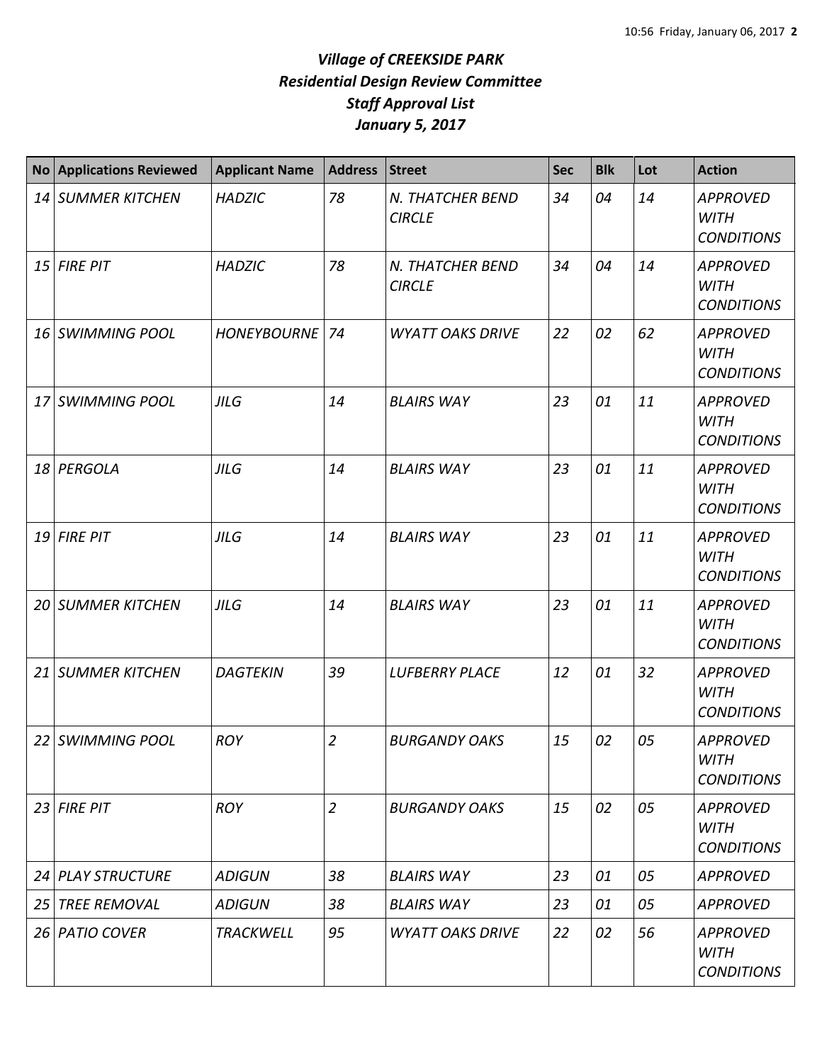# *Village of CREEKSIDE PARK*
## *Residential Design Review Committee*
## *Staff Approval List*
## *January 5, 2017*

| No | Applications Reviewed | Applicant Name | Address | Street | Sec | Blk | Lot | Action |
|---|---|---|---|---|---|---|---|---|
| *14* | *SUMMER KITCHEN* | *HADZIC* | *78* | *N. THATCHER BEND CIRCLE* | *34* | *04* | *14* | *APPROVED WITH CONDITIONS* |
| *15* | *FIRE PIT* | *HADZIC* | *78* | *N. THATCHER BEND CIRCLE* | *34* | *04* | *14* | *APPROVED WITH CONDITIONS* |
| *16* | *SWIMMING POOL* | *HONEYBOURNE* | *74* | *WYATT OAKS DRIVE* | *22* | *02* | *62* | *APPROVED WITH CONDITIONS* |
| *17* | *SWIMMING POOL* | *JILG* | *14* | *BLAIRS WAY* | *23* | *01* | *11* | *APPROVED WITH CONDITIONS* |
| *18* | *PERGOLA* | *JILG* | *14* | *BLAIRS WAY* | *23* | *01* | *11* | *APPROVED WITH CONDITIONS* |
| *19* | *FIRE PIT* | *JILG* | *14* | *BLAIRS WAY* | *23* | *01* | *11* | *APPROVED WITH CONDITIONS* |
| *20* | *SUMMER KITCHEN* | *JILG* | *14* | *BLAIRS WAY* | *23* | *01* | *11* | *APPROVED WITH CONDITIONS* |
| *21* | *SUMMER KITCHEN* | *DAGTEKIN* | *39* | *LUFBERRY PLACE* | *12* | *01* | *32* | *APPROVED WITH CONDITIONS* |
| *22* | *SWIMMING POOL* | *ROY* | *2* | *BURGANDY OAKS* | *15* | *02* | *05* | *APPROVED WITH CONDITIONS* |
| *23* | *FIRE PIT* | *ROY* | *2* | *BURGANDY OAKS* | *15* | *02* | *05* | *APPROVED WITH CONDITIONS* |
| *24* | *PLAY STRUCTURE* | *ADIGUN* | *38* | *BLAIRS WAY* | *23* | *01* | *05* | *APPROVED* |
| *25* | *TREE REMOVAL* | *ADIGUN* | *38* | *BLAIRS WAY* | *23* | *01* | *05* | *APPROVED* |
| *26* | *PATIO COVER* | *TRACKWELL* | *95* | *WYATT OAKS DRIVE* | *22* | *02* | *56* | *APPROVED WITH CONDITIONS* |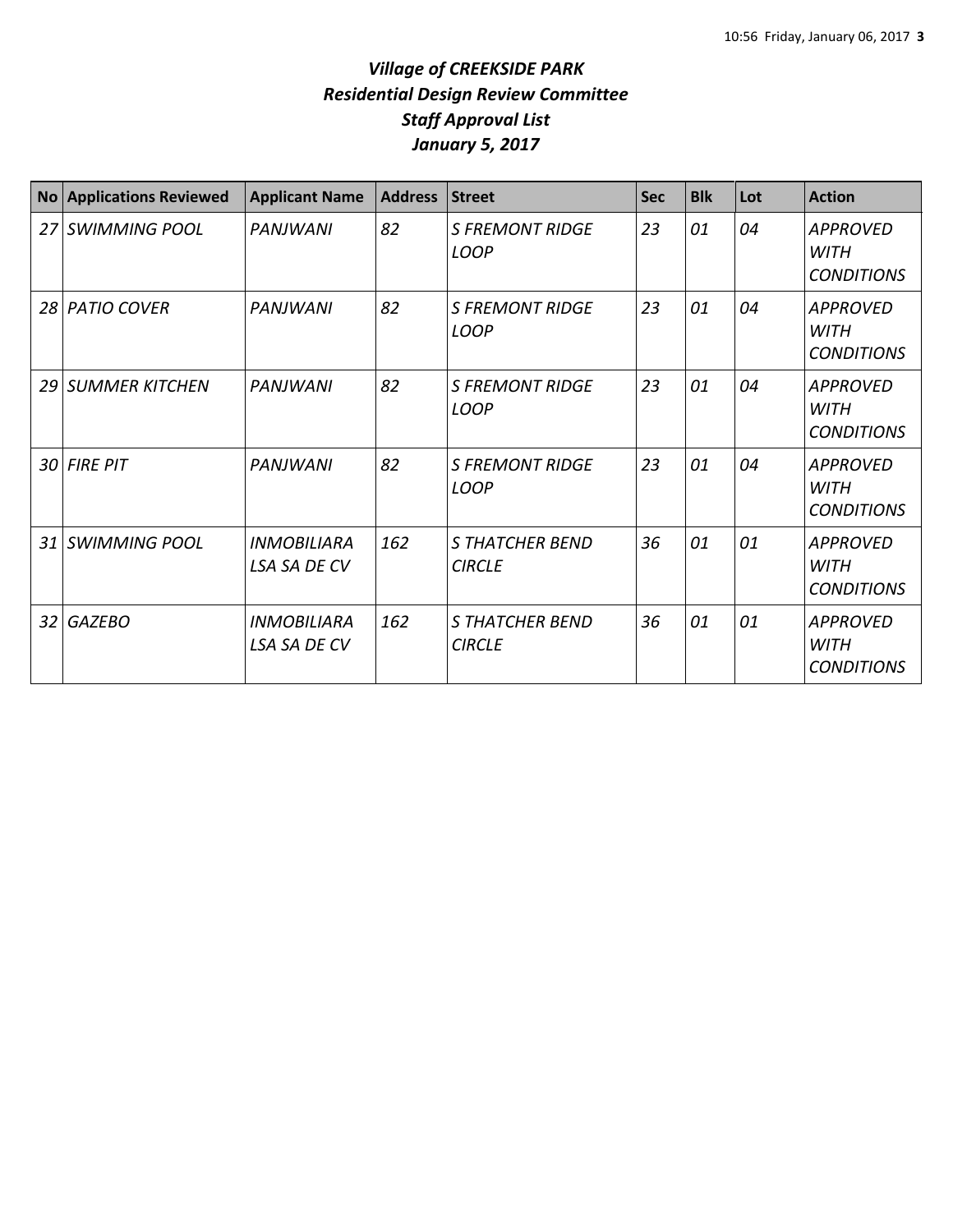# *Village of CREEKSIDE PARK*
## *Residential Design Review Committee*
## *Staff Approval List*
## *January 5, 2017*

| No | Applications Reviewed | Applicant Name | Address | Street | Sec | Blk | Lot | Action |
|---|---|---|---|---|---|---|---|---|
| 27 | SWIMMING POOL | PANJWANI | 82 | S FREMONT RIDGE LOOP | 23 | 01 | 04 | APPROVED WITH CONDITIONS |
| 28 | PATIO COVER | PANJWANI | 82 | S FREMONT RIDGE LOOP | 23 | 01 | 04 | APPROVED WITH CONDITIONS |
| 29 | SUMMER KITCHEN | PANJWANI | 82 | S FREMONT RIDGE LOOP | 23 | 01 | 04 | APPROVED WITH CONDITIONS |
| 30 | FIRE PIT | PANJWANI | 82 | S FREMONT RIDGE LOOP | 23 | 01 | 04 | APPROVED WITH CONDITIONS |
| 31 | SWIMMING POOL | INMOBILIARA LSA SA DE CV | 162 | S THATCHER BEND CIRCLE | 36 | 01 | 01 | APPROVED WITH CONDITIONS |
| 32 | GAZEBO | INMOBILIARA LSA SA DE CV | 162 | S THATCHER BEND CIRCLE | 36 | 01 | 01 | APPROVED WITH CONDITIONS |